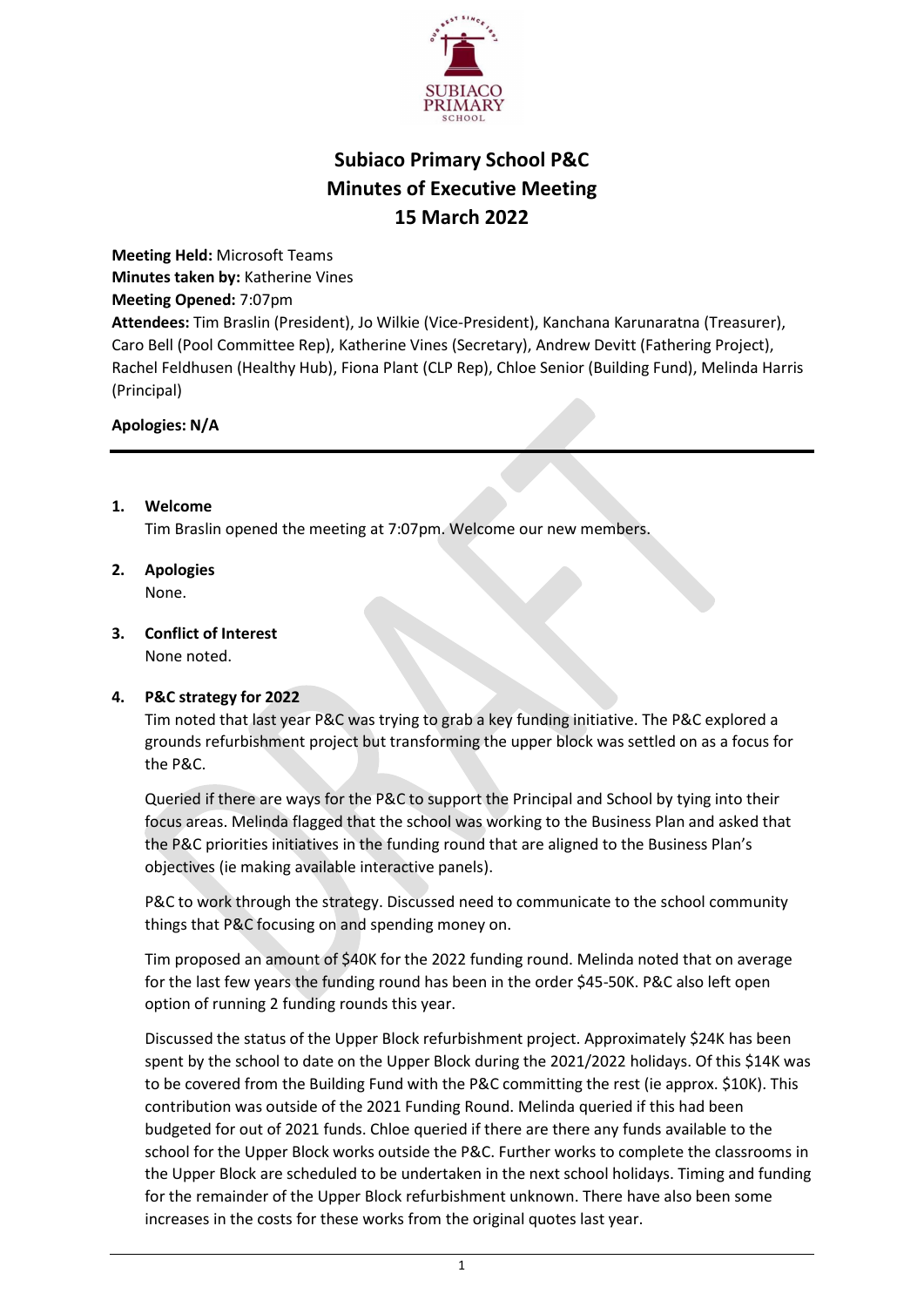# Subiaco Primary School P&C
## Minutes of Executive Meeting
## 15 March 2022

**Meeting Held:** Microsoft Teams
**Minutes taken by:** Katherine Vines
**Meeting Opened:** 7:07pm
**Attendees:** Tim Braslin (President), Jo Wilkie (Vice-President), Kanchana Karunaratna (Treasurer), Caro Bell (Pool Committee Rep), Katherine Vines (Secretary), Andrew Devitt (Fathering Project), Rachel Feldhusen (Healthy Hub), Fiona Plant (CLP Rep), Chloe Senior (Building Fund), Melinda Harris (Principal)

**Apologies: N/A**

---

1. **Welcome**
   Tim Braslin opened the meeting at 7:07pm. Welcome our new members.

2. **Apologies**
   None.

3. **Conflict of Interest**
   None noted.

4. **P&C strategy for 2022**
   Tim noted that last year P&C was trying to grab a key funding initiative. The P&C explored a grounds refurbishment project but transforming the upper block was settled on as a focus for the P&C.

   Queried if there are ways for the P&C to support the Principal and School by tying into their focus areas. Melinda flagged that the school was working to the Business Plan and asked that the P&C priorities initiatives in the funding round that are aligned to the Business Plan's objectives (ie making available interactive panels).

   P&C to work through the strategy. Discussed need to communicate to the school community things that P&C focusing on and spending money on.

   Tim proposed an amount of $40K for the 2022 funding round. Melinda noted that on average for the last few years the funding round has been in the order $45-50K. P&C also left open option of running 2 funding rounds this year.

   Discussed the status of the Upper Block refurbishment project. Approximately $24K has been spent by the school to date on the Upper Block during the 2021/2022 holidays. Of this $14K was to be covered from the Building Fund with the P&C committing the rest (ie approx. $10K). This contribution was outside of the 2021 Funding Round. Melinda queried if this had been budgeted for out of 2021 funds. Chloe queried if there are there any funds available to the school for the Upper Block works outside the P&C. Further works to complete the classrooms in the Upper Block are scheduled to be undertaken in the next school holidays. Timing and funding for the remainder of the Upper Block refurbishment unknown. There have also been some increases in the costs for these works from the original quotes last year.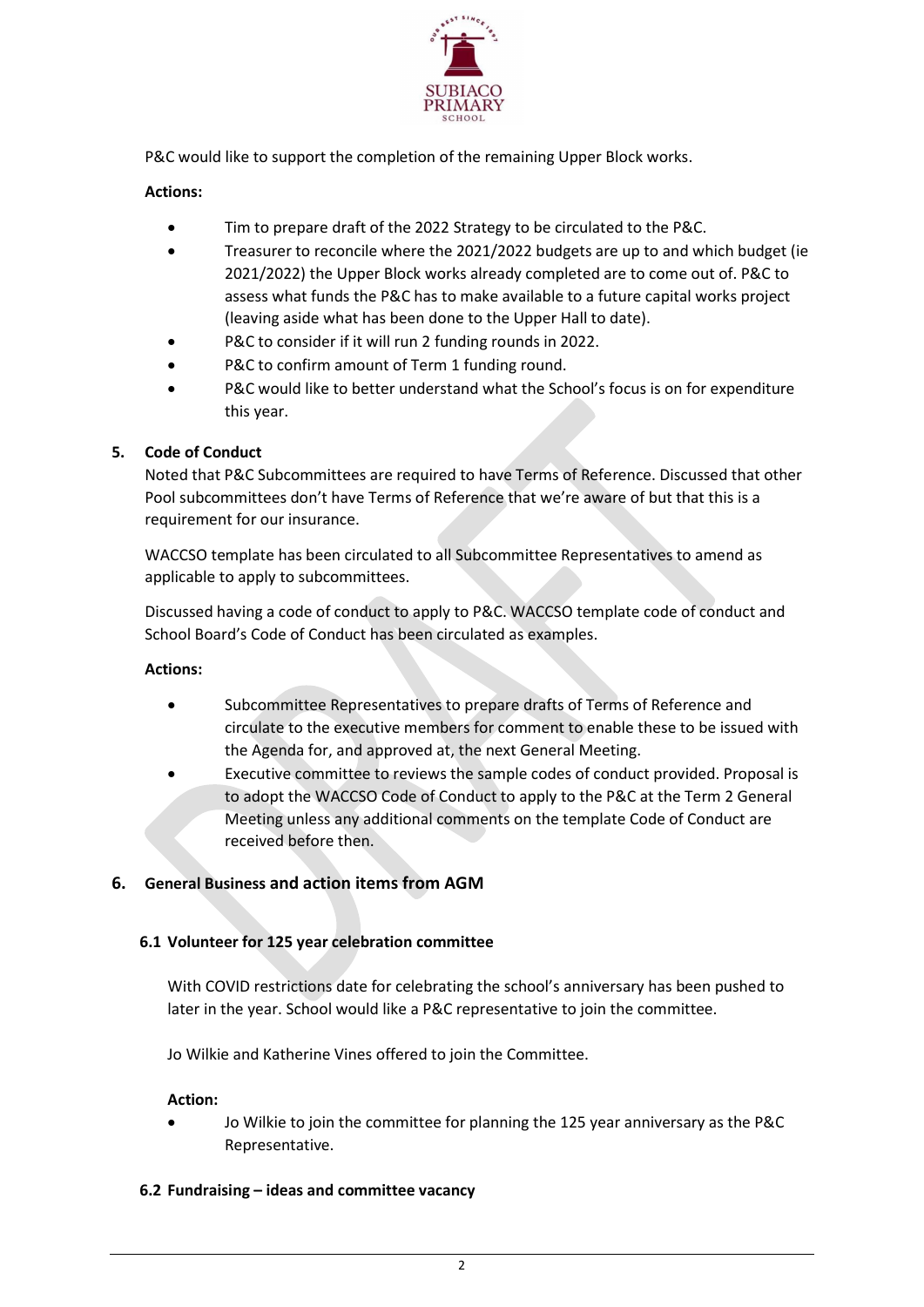P&C would like to support the completion of the remaining Upper Block works.

**Actions:**

- Tim to prepare draft of the 2022 Strategy to be circulated to the P&C.
- Treasurer to reconcile where the 2021/2022 budgets are up to and which budget (ie 2021/2022) the Upper Block works already completed are to come out of. P&C to assess what funds the P&C has to make available to a future capital works project (leaving aside what has been done to the Upper Hall to date).
- P&C to consider if it will run 2 funding rounds in 2022.
- P&C to confirm amount of Term 1 funding round.
- P&C would like to better understand what the School's focus is on for expenditure this year.

## 5. Code of Conduct

Noted that P&C Subcommittees are required to have Terms of Reference. Discussed that other Pool subcommittees don't have Terms of Reference that we're aware of but that this is a requirement for our insurance.

WACCSO template has been circulated to all Subcommittee Representatives to amend as applicable to apply to subcommittees.

Discussed having a code of conduct to apply to P&C. WACCSO template code of conduct and School Board's Code of Conduct has been circulated as examples.

**Actions:**

- Subcommittee Representatives to prepare drafts of Terms of Reference and circulate to the executive members for comment to enable these to be issued with the Agenda for, and approved at, the next General Meeting.
- Executive committee to reviews the sample codes of conduct provided. Proposal is to adopt the WACCSO Code of Conduct to apply to the P&C at the Term 2 General Meeting unless any additional comments on the template Code of Conduct are received before then.

## 6. General Business and action items from AGM

### 6.1 Volunteer for 125 year celebration committee

With COVID restrictions date for celebrating the school's anniversary has been pushed to later in the year. School would like a P&C representative to join the committee.

Jo Wilkie and Katherine Vines offered to join the Committee.

**Action:**

- Jo Wilkie to join the committee for planning the 125 year anniversary as the P&C Representative.

### 6.2 Fundraising – ideas and committee vacancy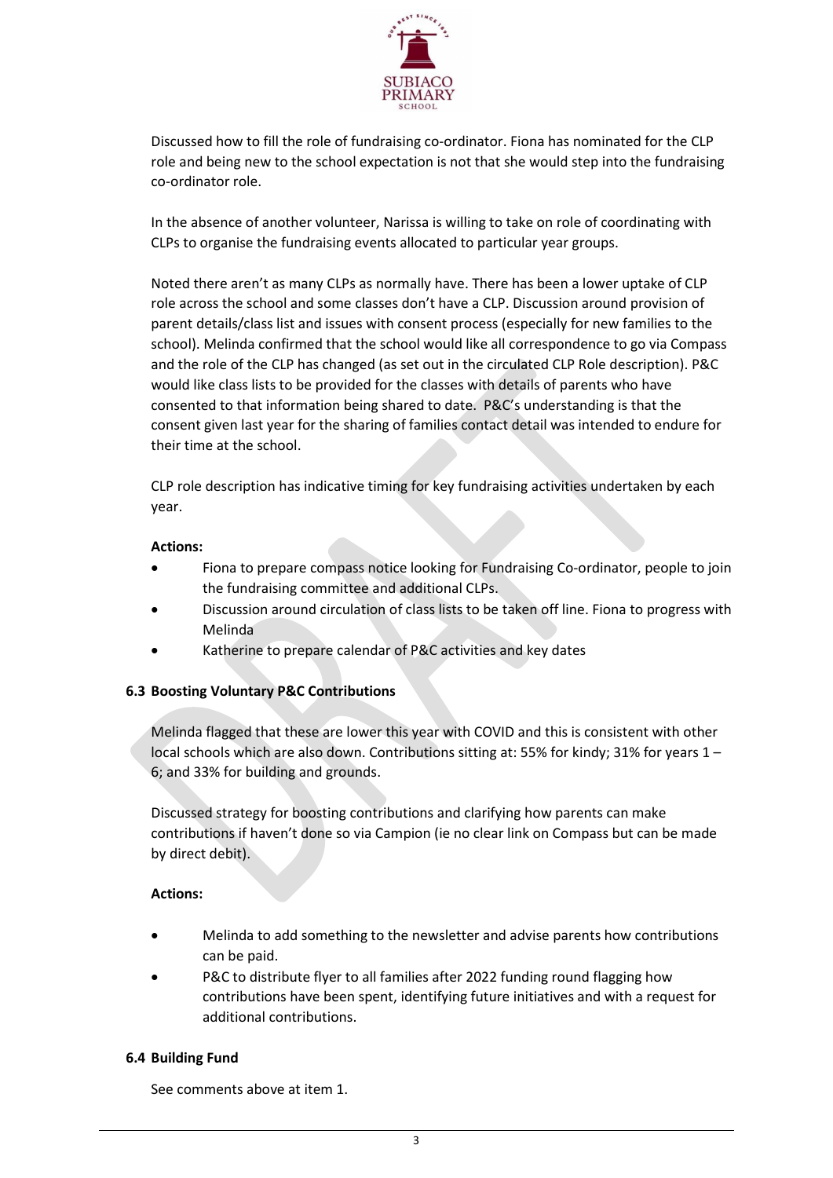Discussed how to fill the role of fundraising co-ordinator. Fiona has nominated for the CLP role and being new to the school expectation is not that she would step into the fundraising co-ordinator role.

In the absence of another volunteer, Narissa is willing to take on role of coordinating with CLPs to organise the fundraising events allocated to particular year groups.

Noted there aren't as many CLPs as normally have. There has been a lower uptake of CLP role across the school and some classes don't have a CLP. Discussion around provision of parent details/class list and issues with consent process (especially for new families to the school). Melinda confirmed that the school would like all correspondence to go via Compass and the role of the CLP has changed (as set out in the circulated CLP Role description). P&C would like class lists to be provided for the classes with details of parents who have consented to that information being shared to date. P&C's understanding is that the consent given last year for the sharing of families contact detail was intended to endure for their time at the school.

CLP role description has indicative timing for key fundraising activities undertaken by each year.

**Actions:**

- Fiona to prepare compass notice looking for Fundraising Co-ordinator, people to join the fundraising committee and additional CLPs.
- Discussion around circulation of class lists to be taken off line. Fiona to progress with Melinda
- Katherine to prepare calendar of P&C activities and key dates

### 6.3 Boosting Voluntary P&C Contributions

Melinda flagged that these are lower this year with COVID and this is consistent with other local schools which are also down. Contributions sitting at: 55% for kindy; 31% for years 1 – 6; and 33% for building and grounds.

Discussed strategy for boosting contributions and clarifying how parents can make contributions if haven't done so via Campion (ie no clear link on Compass but can be made by direct debit).

**Actions:**

- Melinda to add something to the newsletter and advise parents how contributions can be paid.
- P&C to distribute flyer to all families after 2022 funding round flagging how contributions have been spent, identifying future initiatives and with a request for additional contributions.

### 6.4 Building Fund

See comments above at item 1.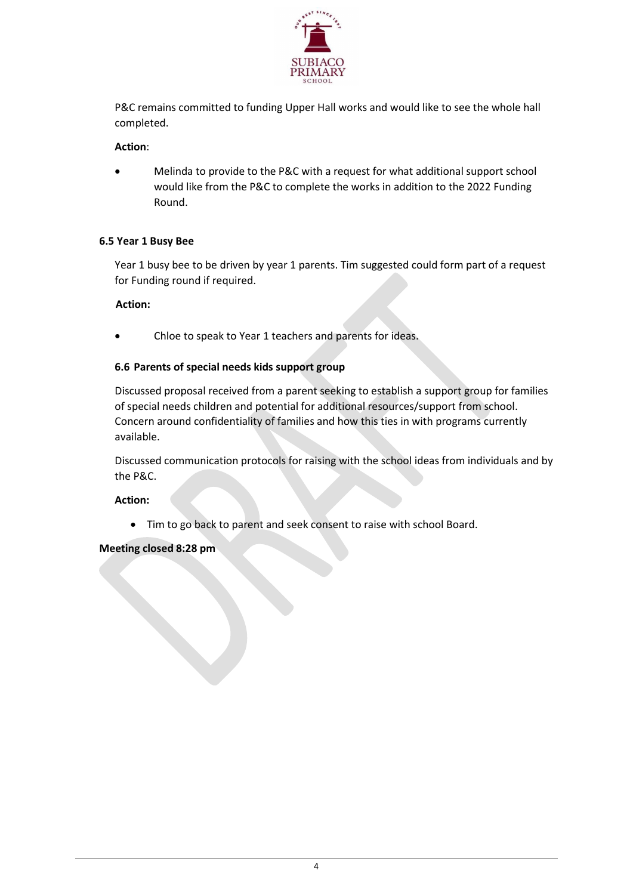P&C remains committed to funding Upper Hall works and would like to see the whole hall completed.

**Action**:

- Melinda to provide to the P&C with a request for what additional support school would like from the P&C to complete the works in addition to the 2022 Funding Round.

### 6.5 Year 1 Busy Bee

Year 1 busy bee to be driven by year 1 parents. Tim suggested could form part of a request for Funding round if required.

**Action:**

- Chloe to speak to Year 1 teachers and parents for ideas.

### 6.6 Parents of special needs kids support group

Discussed proposal received from a parent seeking to establish a support group for families of special needs children and potential for additional resources/support from school. Concern around confidentiality of families and how this ties in with programs currently available.

Discussed communication protocols for raising with the school ideas from individuals and by the P&C.

**Action:**

- Tim to go back to parent and seek consent to raise with school Board.

**Meeting closed 8:28 pm**